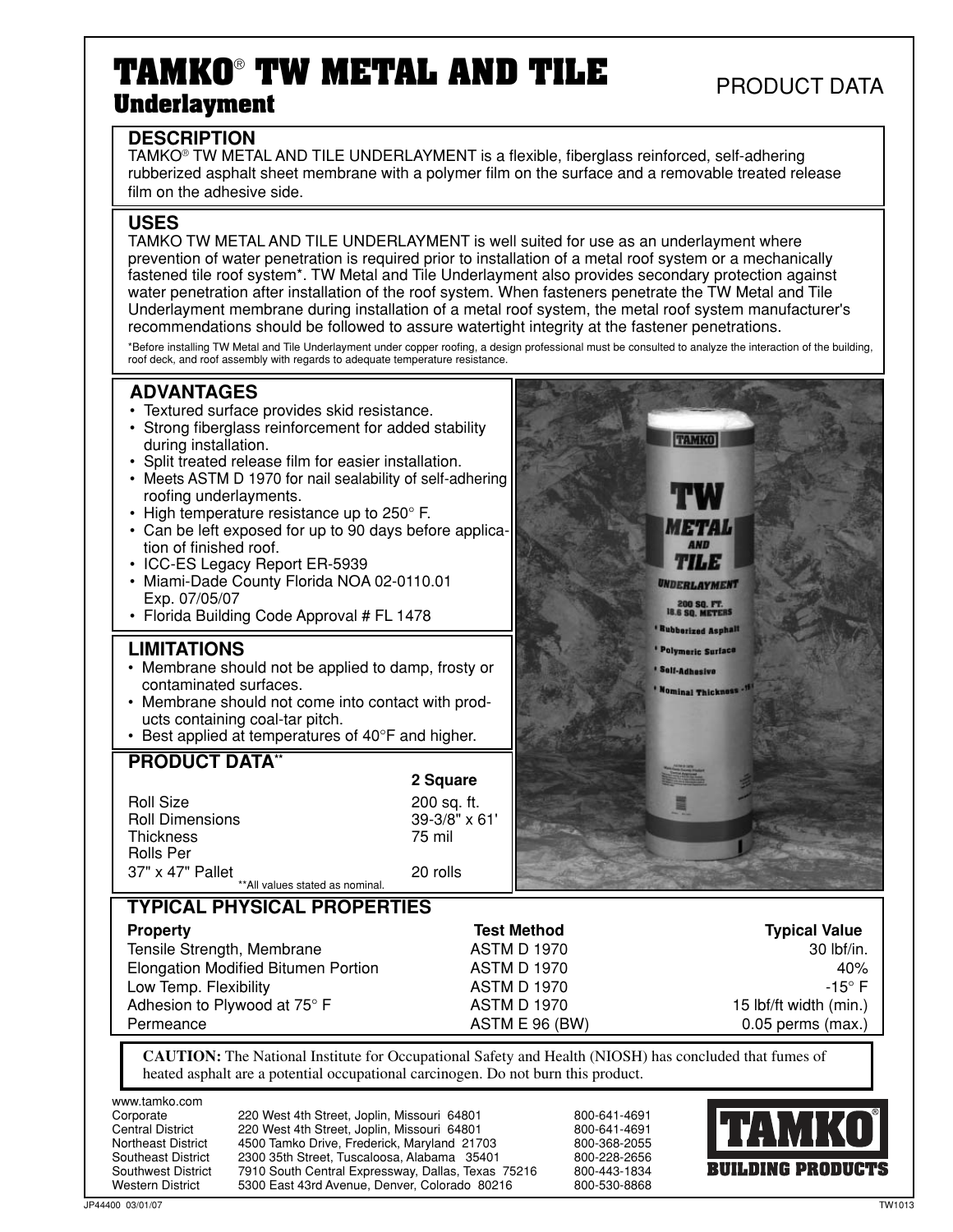# TAMKO® TW METAL AND TILE

## Underlayment

PRODUCT DATA

### DESCRIPTION

TAMKO® TW METAL AND TILE UNDERLAYMENT is a flexible, fiberglass reinforced, self-adhering rubberized asphalt sheet membrane with a polymer film on the surface and a removable treated release film on the adhesive side.

### USES

TAMKO TW METAL AND TILE UNDERLAYMENT is well suited for use as an underlayment where prevention of water penetration is required prior to installation of a metal roof system or a mechanically fastened tile roof system*. TW Metal and Tile Underlayment also provides secondary protection against water penetration after installation of the roof system. When fasteners penetrate the TW Metal and Tile Underlayment membrane during installation of a metal roof system, the metal roof system manufacturer's recommendations should be followed to assure watertight integrity at the fastener penetrations.

*Before installing TW Metal and Tile Underlayment under copper roofing, a design professional must be consulted to analyze the interaction of the building, roof deck, and roof assembly with regards to adequate temperature resistance.

### ADVANTAGES

- Textured surface provides skid resistance.
- Strong fiberglass reinforcement for added stability during installation.
- Split treated release film for easier installation.
- Meets ASTM D 1970 for nail sealability of self-adhering roofing underlayments.
- High temperature resistance up to 250° F.
- Can be left exposed for up to 90 days before application of finished roof.
- ICC-ES Legacy Report ER-5939
- Miami-Dade County Florida NOA 02-0110.01 Exp. 07/05/07
- Florida Building Code Approval # FL 1478

### LIMITATIONS

- Membrane should not be applied to damp, frosty or contaminated surfaces.
- Membrane should not come into contact with products containing coal-tar pitch.
- Best applied at temperatures of 40°F and higher.

### PRODUCT DATA**

| | 2 Square |
|---|---|
| Roll Size | 200 sq. ft. |
| Roll Dimensions | 39-3/8" x 61' |
| Thickness | 75 mil |
| Rolls Per 37" x 47" Pallet | 20 rolls |

**All values stated as nominal.

### TYPICAL PHYSICAL PROPERTIES

| Property | Test Method | Typical Value |
|---|---|---|
| Tensile Strength, Membrane | ASTM D 1970 | 30 lbf/in. |
| Elongation Modified Bitumen Portion | ASTM D 1970 | 40% |
| Low Temp. Flexibility | ASTM D 1970 | -15° F |
| Adhesion to Plywood at 75° F | ASTM D 1970 | 15 lbf/ft width (min.) |
| Permeance | ASTM E 96 (BW) | 0.05 perms (max.) |

**CAUTION:** The National Institute for Occupational Safety and Health (NIOSH) has concluded that fumes of heated asphalt are a potential occupational carcinogen. Do not burn this product.

www.tamko.com

| | | |
|---|---|---|
| Corporate | 220 West 4th Street, Joplin, Missouri 64801 | 800-641-4691 |
| Central District | 220 West 4th Street, Joplin, Missouri 64801 | 800-641-4691 |
| Northeast District | 4500 Tamko Drive, Frederick, Maryland 21703 | 800-368-2055 |
| Southeast District | 2300 35th Street, Tuscaloosa, Alabama 35401 | 800-228-2656 |
| Southwest District | 7910 South Central Expressway, Dallas, Texas 75216 | 800-443-1834 |
| Western District | 5300 East 43rd Avenue, Denver, Colorado 80216 | 800-530-8868 |

TAMKO® BUILDING PRODUCTS

JP44400 03/01/07 TW1013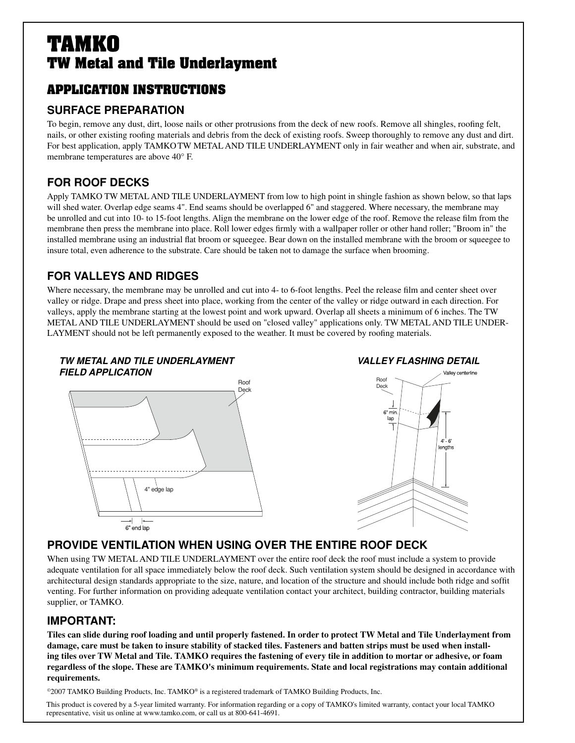# TAMKO
## TW Metal and Tile Underlayment

## APPLICATION INSTRUCTIONS

### SURFACE PREPARATION

To begin, remove any dust, dirt, loose nails or other protrusions from the deck of new roofs. Remove all shingles, roofing felt, nails, or other existing roofing materials and debris from the deck of existing roofs. Sweep thoroughly to remove any dust and dirt. For best application, apply TAMKO TW METAL AND TILE UNDERLAYMENT only in fair weather and when air, substrate, and membrane temperatures are above 40° F.

### FOR ROOF DECKS

Apply TAMKO TW METAL AND TILE UNDERLAYMENT from low to high point in shingle fashion as shown below, so that laps will shed water. Overlap edge seams 4". End seams should be overlapped 6" and staggered. Where necessary, the membrane may be unrolled and cut into 10- to 15-foot lengths. Align the membrane on the lower edge of the roof. Remove the release film from the membrane then press the membrane into place. Roll lower edges firmly with a wallpaper roller or other hand roller; "Broom in" the installed membrane using an industrial flat broom or squeegee. Bear down on the installed membrane with the broom or squeegee to insure total, even adherence to the substrate. Care should be taken not to damage the surface when brooming.

### FOR VALLEYS AND RIDGES

Where necessary, the membrane may be unrolled and cut into 4- to 6-foot lengths. Peel the release film and center sheet over valley or ridge. Drape and press sheet into place, working from the center of the valley or ridge outward in each direction. For valleys, apply the membrane starting at the lowest point and work upward. Overlap all sheets a minimum of 6 inches. The TW METAL AND TILE UNDERLAYMENT should be used on "closed valley" applications only. TW METAL AND TILE UNDERLAYMENT should not be left permanently exposed to the weather. It must be covered by roofing materials.

***TW METAL AND TILE UNDERLAYMENT FIELD APPLICATION***

Roof Deck

4" edge lap

6" end lap

***VALLEY FLASHING DETAIL***

Valley centerline

Roof Deck

6" min. lap

4' - 6' lengths

### PROVIDE VENTILATION WHEN USING OVER THE ENTIRE ROOF DECK

When using TW METAL AND TILE UNDERLAYMENT over the entire roof deck the roof must include a system to provide adequate ventilation for all space immediately below the roof deck. Such ventilation system should be designed in accordance with architectural design standards appropriate to the size, nature, and location of the structure and should include both ridge and soffit venting. For further information on providing adequate ventilation contact your architect, building contractor, building materials supplier, or TAMKO.

### IMPORTANT:

**Tiles can slide during roof loading and until properly fastened. In order to protect TW Metal and Tile Underlayment from damage, care must be taken to insure stability of stacked tiles. Fasteners and batten strips must be used when installing tiles over TW Metal and Tile. TAMKO requires the fastening of every tile in addition to mortar or adhesive, or foam regardless of the slope. These are TAMKO's minimum requirements. State and local registrations may contain additional requirements.**

©2007 TAMKO Building Products, Inc. TAMKO® is a registered trademark of TAMKO Building Products, Inc.

This product is covered by a 5-year limited warranty. For information regarding or a copy of TAMKO's limited warranty, contact your local TAMKO representative, visit us online at www.tamko.com, or call us at 800-641-4691.